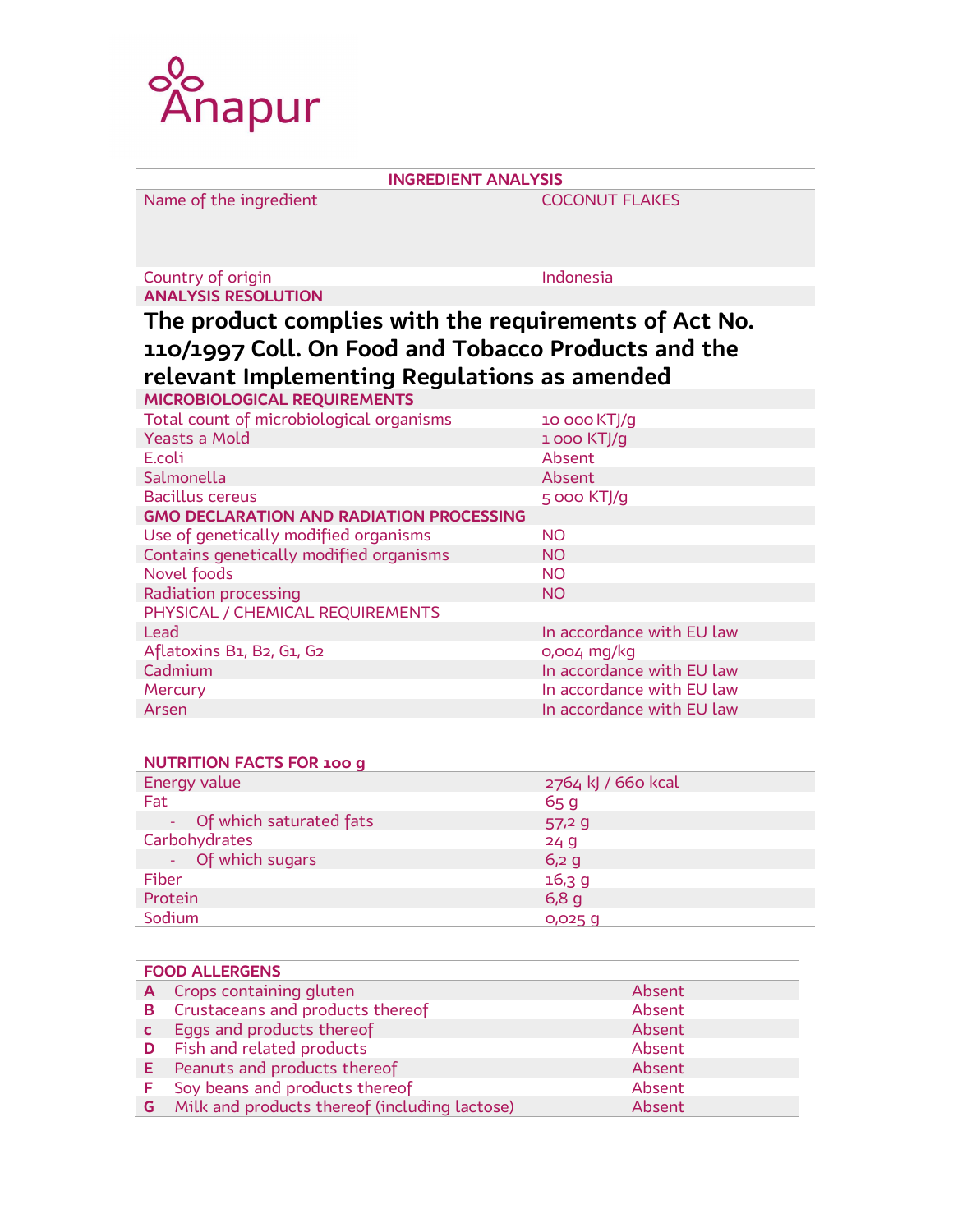Anapur

| INGREDIENT ANALYSIS | |
|---|---|
| Name of the ingredient | COCONUT FLAKES |
| Country of origin | Indonesia |
| **ANALYSIS RESOLUTION** | |

**The product complies with the requirements of Act No. 110/1997 Coll. On Food and Tobacco Products and the relevant Implementing Regulations as amended**

| MICROBIOLOGICAL REQUIREMENTS | |
|---|---|
| Total count of microbiological organisms | 10 000 KTJ/g |
| Yeasts a Mold | 1 000 KTJ/g |
| E.coli | Absent |
| Salmonella | Absent |
| Bacillus cereus | 5 000 KTJ/g |
| **GMO DECLARATION AND RADIATION PROCESSING** | |
| Use of genetically modified organisms | NO |
| Contains genetically modified organisms | NO |
| Novel foods | NO |
| Radiation processing | NO |
| PHYSICAL / CHEMICAL REQUIREMENTS | |
| Lead | In accordance with EU law |
| Aflatoxins B1, B2, G1, G2 | 0,004 mg/kg |
| Cadmium | In accordance with EU law |
| Mercury | In accordance with EU law |
| Arsen | In accordance with EU law |

| NUTRITION FACTS FOR 100 g | |
|---|---|
| Energy value | 2764 kJ / 660 kcal |
| Fat | 65 g |
| - Of which saturated fats | 57,2 g |
| Carbohydrates | 24 g |
| - Of which sugars | 6,2 g |
| Fiber | 16,3 g |
| Protein | 6,8 g |
| Sodium | 0,025 g |

| FOOD ALLERGENS | | |
|---|---|---|
| **A** | Crops containing gluten | Absent |
| **B** | Crustaceans and products thereof | Absent |
| **C** | Eggs and products thereof | Absent |
| **D** | Fish and related products | Absent |
| **E** | Peanuts and products thereof | Absent |
| **F** | Soy beans and products thereof | Absent |
| **G** | Milk and products thereof (including lactose) | Absent |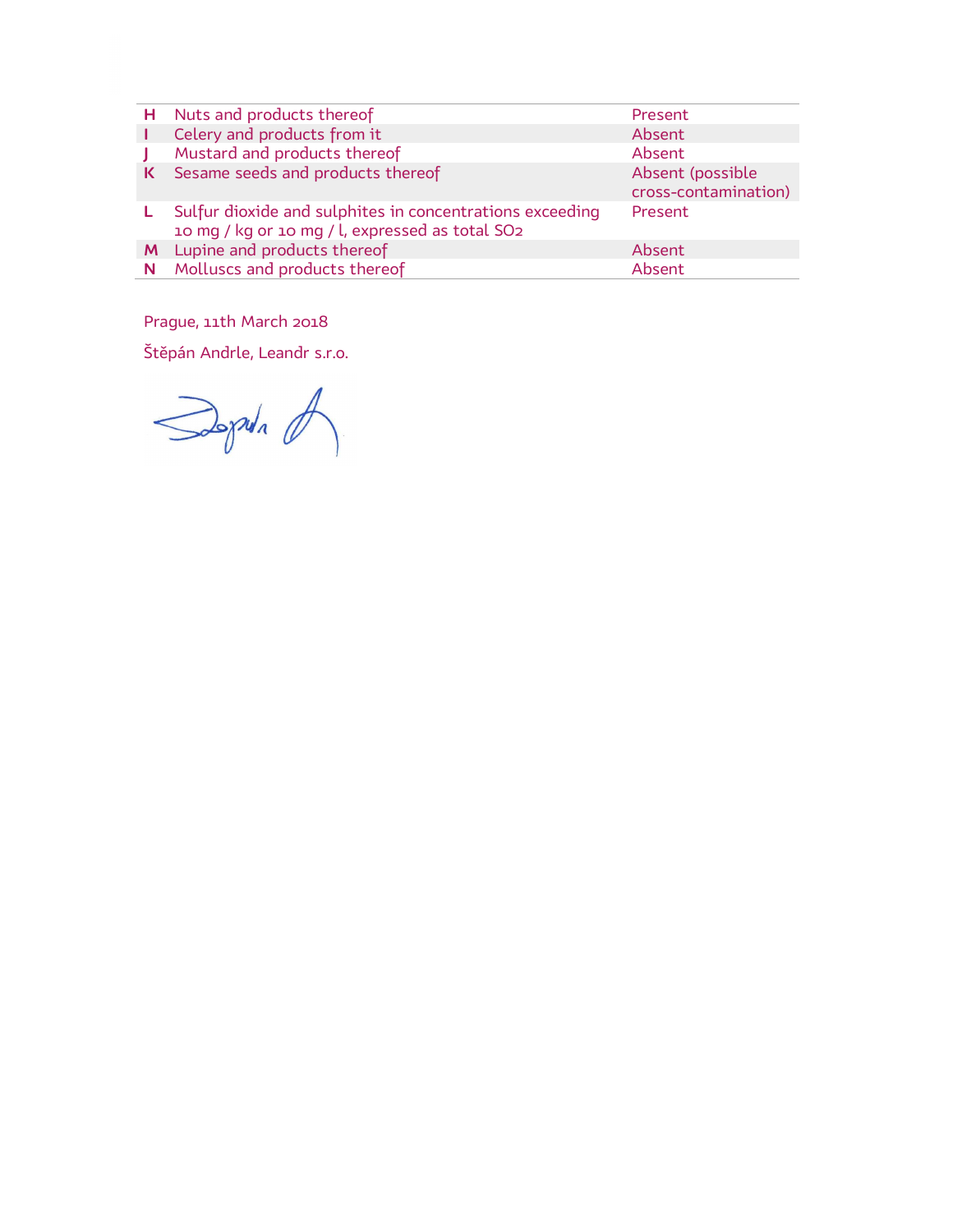| | | |
|---|---|---|
| H | Nuts and products thereof | Present |
| I | Celery and products from it | Absent |
| J | Mustard and products thereof | Absent |
| K | Sesame seeds and products thereof | Absent (possible cross-contamination) |
| L | Sulfur dioxide and sulphites in concentrations exceeding 10 mg / kg or 10 mg / l, expressed as total $SO_2$ | Present |
| M | Lupine and products thereof | Absent |
| N | Molluscs and products thereof | Absent |

Prague, 11th March 2018

Štěpán Andrle, Leandr s.r.o.